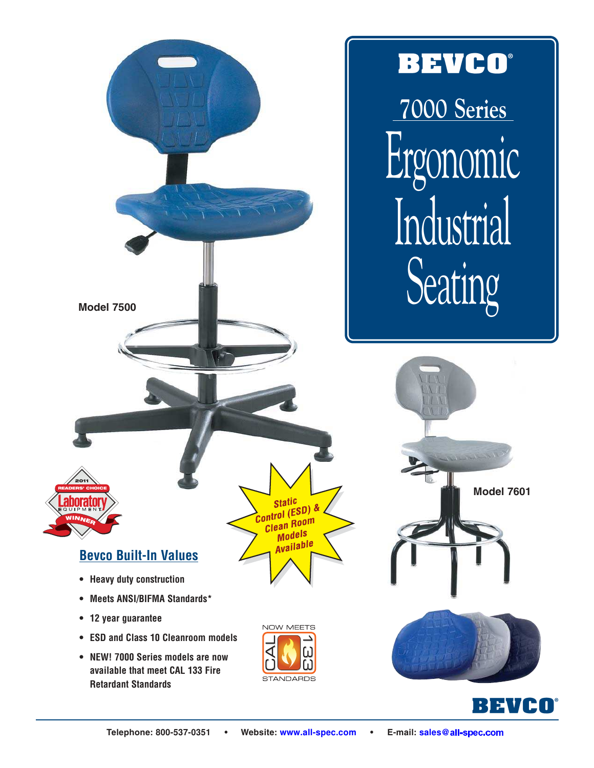# BEVCO®

## 7000 Series

# Ergonomic Industrial Seating

Model 7500

Model 7601

2011 READERS' CHOICE Laboratory EQUIPMENT WINNER

Static Control (ESD) & Clean Room Models Available

## Bevco Built-In Values

- Heavy duty construction
- Meets ANSI/BIFMA Standards*
- 12 year guarantee
- ESD and Class 10 Cleanroom models
- NEW! 7000 Series models are now available that meet CAL 133 Fire Retardant Standards

NOW MEETS CAL 133 STANDARDS

BEVCO®

Telephone: 800-537-0351 • Website: www.all-spec.com • E-mail: sales@all-spec.com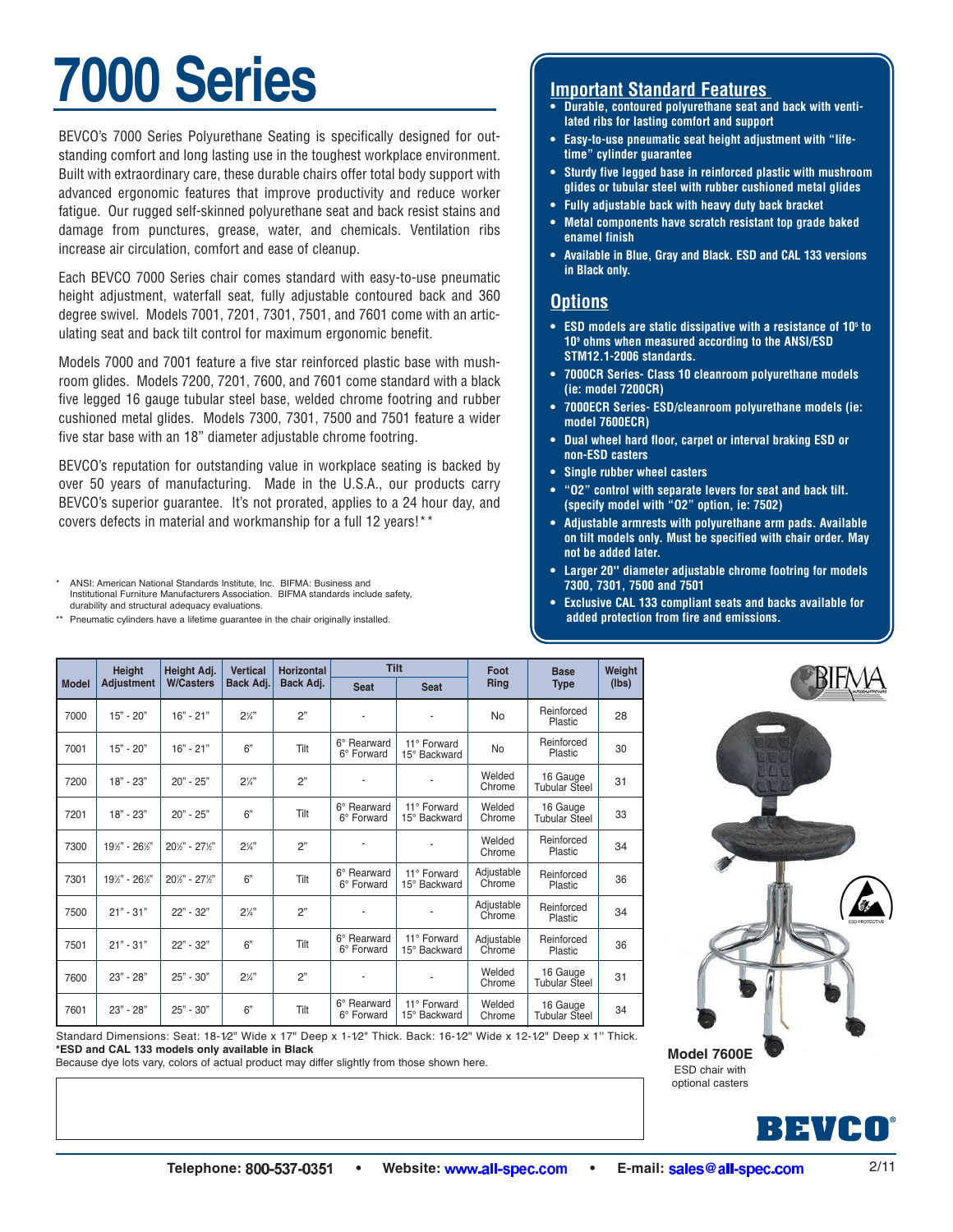# 7000 Series

BEVCO's 7000 Series Polyurethane Seating is specifically designed for outstanding comfort and long lasting use in the toughest workplace environment. Built with extraordinary care, these durable chairs offer total body support with advanced ergonomic features that improve productivity and reduce worker fatigue. Our rugged self-skinned polyurethane seat and back resist stains and damage from punctures, grease, water, and chemicals. Ventilation ribs increase air circulation, comfort and ease of cleanup.

Each BEVCO 7000 Series chair comes standard with easy-to-use pneumatic height adjustment, waterfall seat, fully adjustable contoured back and 360 degree swivel. Models 7001, 7201, 7301, 7501, and 7601 come with an articulating seat and back tilt control for maximum ergonomic benefit.

Models 7000 and 7001 feature a five star reinforced plastic base with mushroom glides. Models 7200, 7201, 7600, and 7601 come standard with a black five legged 16 gauge tubular steel base, welded chrome footring and rubber cushioned metal glides. Models 7300, 7301, 7500 and 7501 feature a wider five star base with an 18" diameter adjustable chrome footring.

BEVCO's reputation for outstanding value in workplace seating is backed by over 50 years of manufacturing. Made in the U.S.A., our products carry BEVCO's superior guarantee. It's not prorated, applies to a 24 hour day, and covers defects in material and workmanship for a full 12 years!**

\* ANSI: American National Standards Institute, Inc. BIFMA: Business and Institutional Furniture Manufacturers Association. BIFMA standards include safety, durability and structural adequacy evaluations.

\*\* Pneumatic cylinders have a lifetime guarantee in the chair originally installed.

## Important Standard Features

- Durable, contoured polyurethane seat and back with ventilated ribs for lasting comfort and support
- Easy-to-use pneumatic seat height adjustment with "lifetime" cylinder guarantee
- Sturdy five legged base in reinforced plastic with mushroom glides or tubular steel with rubber cushioned metal glides
- Fully adjustable back with heavy duty back bracket
- Metal components have scratch resistant top grade baked enamel finish
- Available in Blue, Gray and Black. ESD and CAL 133 versions in Black only.

## Options

- ESD models are static dissipative with a resistance of $10^5$ to $10^9$ ohms when measured according to the ANSI/ESD STM12.1-2006 standards.
- 7000CR Series- Class 10 cleanroom polyurethane models (ie: model 7200CR)
- 7000ECR Series- ESD/cleanroom polyurethane models (ie: model 7600ECR)
- Dual wheel hard floor, carpet or interval braking ESD or non-ESD casters
- Single rubber wheel casters
- "O2" control with separate levers for seat and back tilt. (specify model with "O2" option, ie: 7502)
- Adjustable armrests with polyurethane arm pads. Available on tilt models only. Must be specified with chair order. May not be added later.
- Larger 20" diameter adjustable chrome footring for models 7300, 7301, 7500 and 7501
- Exclusive CAL 133 compliant seats and backs available for added protection from fire and emissions.

| Model | Height Adjustment | Height Adj. W/Casters | Vertical Back Adj. | Horizontal Back Adj. | Tilt | | Foot Ring | Base Type | Weight (lbs) |
|---|---|---|---|---|---|---|---|---|---|
| | | | | | Seat | Seat | | | |
| 7000 | 15" - 20" | 16" - 21" | 2¼" | 2" | - | - | No | Reinforced Plastic | 28 |
| 7001 | 15" - 20" | 16" - 21" | 6" | Tilt | 6° Rearward 6° Forward | 11° Forward 15° Backward | No | Reinforced Plastic | 30 |
| 7200 | 18" - 23" | 20" - 25" | 2¼" | 2" | - | - | Welded Chrome | 16 Gauge Tubular Steel | 31 |
| 7201 | 18" - 23" | 20" - 25" | 6" | Tilt | 6° Rearward 6° Forward | 11° Forward 15° Backward | Welded Chrome | 16 Gauge Tubular Steel | 33 |
| 7300 | 19½" - 26½" | 20½" - 27½" | 2¼" | 2" | - | - | Welded Chrome | Reinforced Plastic | 34 |
| 7301 | 19½" - 26½" | 20½" - 27½" | 6" | Tilt | 6° Rearward 6° Forward | 11° Forward 15° Backward | Adjustable Chrome | Reinforced Plastic | 36 |
| 7500 | 21" - 31" | 22" - 32" | 2¼" | 2" | - | - | Adjustable Chrome | Reinforced Plastic | 34 |
| 7501 | 21" - 31" | 22" - 32" | 6" | Tilt | 6° Rearward 6° Forward | 11° Forward 15° Backward | Adjustable Chrome | Reinforced Plastic | 36 |
| 7600 | 23" - 28" | 25" - 30" | 2¼" | 2" | - | - | Welded Chrome | 16 Gauge Tubular Steel | 31 |
| 7601 | 23" - 28" | 25" - 30" | 6" | Tilt | 6° Rearward 6° Forward | 11° Forward 15° Backward | Welded Chrome | 16 Gauge Tubular Steel | 34 |

Standard Dimensions: Seat: 18-1/2" Wide x 17" Deep x 1-1/2" Thick. Back: 16-1/2" Wide x 12-1/2" Deep x 1" Thick.
**\*ESD and CAL 133 models only available in Black**
Because dye lots vary, colors of actual product may differ slightly from those shown here.

**Model 7600E**
ESD chair with optional casters

**Telephone:** 800-537-0351 • **Website:** www.all-spec.com • **E-mail:** sales@all-spec.com

2/11